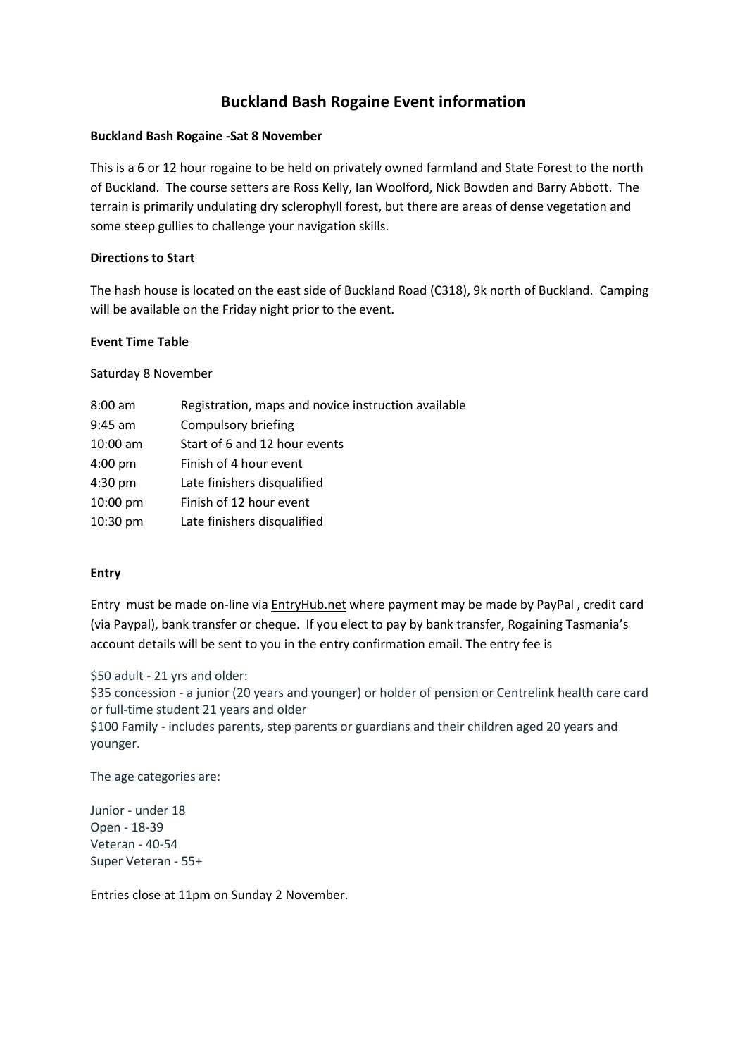# Buckland Bash Rogaine Event information

**Buckland Bash Rogaine -Sat 8 November**

This is a 6 or 12 hour rogaine to be held on privately owned farmland and State Forest to the north of Buckland. The course setters are Ross Kelly, Ian Woolford, Nick Bowden and Barry Abbott. The terrain is primarily undulating dry sclerophyll forest, but there are areas of dense vegetation and some steep gullies to challenge your navigation skills.

**Directions to Start**

The hash house is located on the east side of Buckland Road (C318), 9k north of Buckland. Camping will be available on the Friday night prior to the event.

**Event Time Table**

Saturday 8 November

| | |
|---|---|
| 8:00 am | Registration, maps and novice instruction available |
| 9:45 am | Compulsory briefing |
| 10:00 am | Start of 6 and 12 hour events |
| 4:00 pm | Finish of 4 hour event |
| 4:30 pm | Late finishers disqualified |
| 10:00 pm | Finish of 12 hour event |
| 10:30 pm | Late finishers disqualified |

**Entry**

Entry must be made on-line via EntryHub.net where payment may be made by PayPal , credit card (via Paypal), bank transfer or cheque. If you elect to pay by bank transfer, Rogaining Tasmania's account details will be sent to you in the entry confirmation email. The entry fee is

$50 adult - 21 yrs and older:
$35 concession - a junior (20 years and younger) or holder of pension or Centrelink health care card or full-time student 21 years and older
$100 Family - includes parents, step parents or guardians and their children aged 20 years and younger.

The age categories are:

Junior - under 18
Open - 18-39
Veteran - 40-54
Super Veteran - 55+

Entries close at 11pm on Sunday 2 November.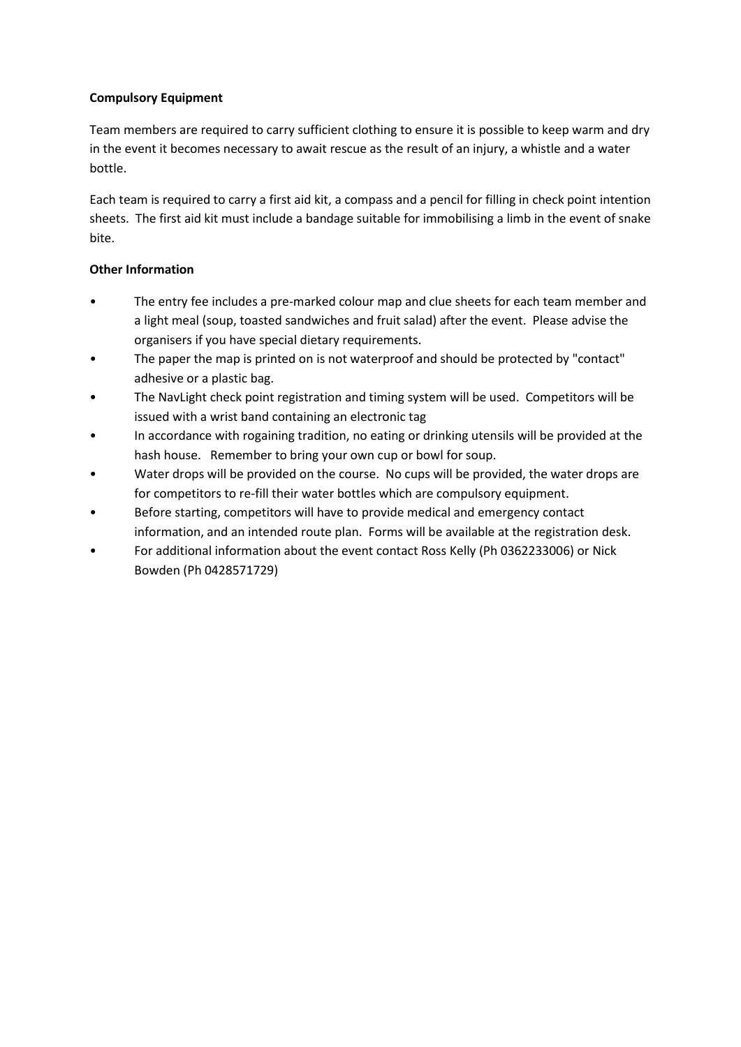**Compulsory Equipment**

Team members are required to carry sufficient clothing to ensure it is possible to keep warm and dry in the event it becomes necessary to await rescue as the result of an injury, a whistle and a water bottle.

Each team is required to carry a first aid kit, a compass and a pencil for filling in check point intention sheets. The first aid kit must include a bandage suitable for immobilising a limb in the event of snake bite.

**Other Information**

- The entry fee includes a pre-marked colour map and clue sheets for each team member and a light meal (soup, toasted sandwiches and fruit salad) after the event. Please advise the organisers if you have special dietary requirements.
- The paper the map is printed on is not waterproof and should be protected by "contact" adhesive or a plastic bag.
- The NavLight check point registration and timing system will be used. Competitors will be issued with a wrist band containing an electronic tag
- In accordance with rogaining tradition, no eating or drinking utensils will be provided at the hash house. Remember to bring your own cup or bowl for soup.
- Water drops will be provided on the course. No cups will be provided, the water drops are for competitors to re-fill their water bottles which are compulsory equipment.
- Before starting, competitors will have to provide medical and emergency contact information, and an intended route plan. Forms will be available at the registration desk.
- For additional information about the event contact Ross Kelly (Ph 0362233006) or Nick Bowden (Ph 0428571729)